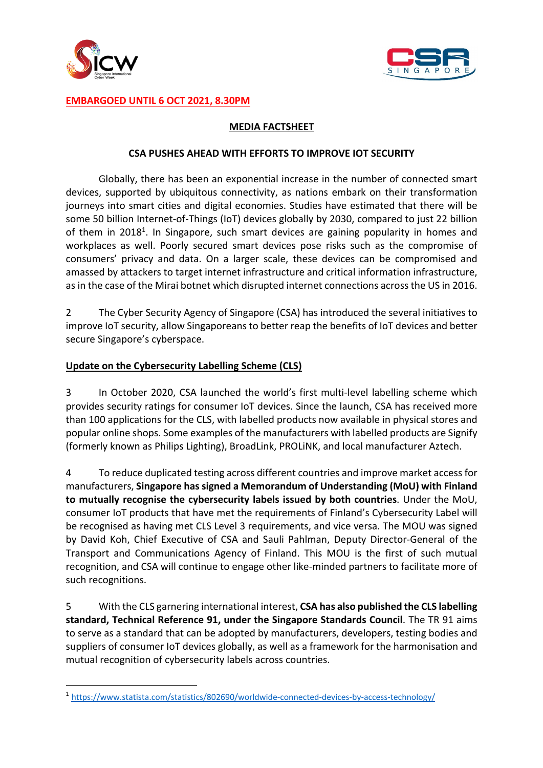**EMBARGOED UNTIL 6 OCT 2021, 8.30PM**

**MEDIA FACTSHEET**

**CSA PUSHES AHEAD WITH EFFORTS TO IMPROVE IOT SECURITY**

Globally, there has been an exponential increase in the number of connected smart devices, supported by ubiquitous connectivity, as nations embark on their transformation journeys into smart cities and digital economies. Studies have estimated that there will be some 50 billion Internet-of-Things (IoT) devices globally by 2030, compared to just 22 billion of them in 2018[1]. In Singapore, such smart devices are gaining popularity in homes and workplaces as well. Poorly secured smart devices pose risks such as the compromise of consumers' privacy and data. On a larger scale, these devices can be compromised and amassed by attackers to target internet infrastructure and critical information infrastructure, as in the case of the Mirai botnet which disrupted internet connections across the US in 2016.

2 The Cyber Security Agency of Singapore (CSA) has introduced the several initiatives to improve IoT security, allow Singaporeans to better reap the benefits of IoT devices and better secure Singapore's cyberspace.

**Update on the Cybersecurity Labelling Scheme (CLS)**

3 In October 2020, CSA launched the world's first multi-level labelling scheme which provides security ratings for consumer IoT devices. Since the launch, CSA has received more than 100 applications for the CLS, with labelled products now available in physical stores and popular online shops. Some examples of the manufacturers with labelled products are Signify (formerly known as Philips Lighting), BroadLink, PROLiNK, and local manufacturer Aztech.

4 To reduce duplicated testing across different countries and improve market access for manufacturers, **Singapore has signed a Memorandum of Understanding (MoU) with Finland to mutually recognise the cybersecurity labels issued by both countries**. Under the MoU, consumer IoT products that have met the requirements of Finland's Cybersecurity Label will be recognised as having met CLS Level 3 requirements, and vice versa. The MOU was signed by David Koh, Chief Executive of CSA and Sauli Pahlman, Deputy Director-General of the Transport and Communications Agency of Finland. This MOU is the first of such mutual recognition, and CSA will continue to engage other like-minded partners to facilitate more of such recognitions.

5 With the CLS garnering international interest, **CSA has also published the CLS labelling standard, Technical Reference 91, under the Singapore Standards Council**. The TR 91 aims to serve as a standard that can be adopted by manufacturers, developers, testing bodies and suppliers of consumer IoT devices globally, as well as a framework for the harmonisation and mutual recognition of cybersecurity labels across countries.

---

[1] https://www.statista.com/statistics/802690/worldwide-connected-devices-by-access-technology/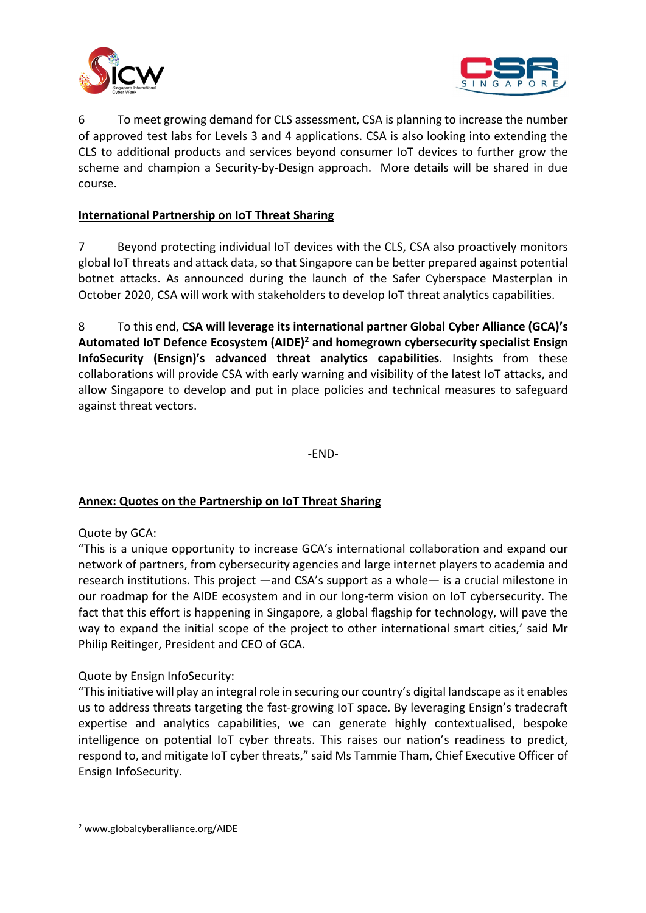6 To meet growing demand for CLS assessment, CSA is planning to increase the number of approved test labs for Levels 3 and 4 applications. CSA is also looking into extending the CLS to additional products and services beyond consumer IoT devices to further grow the scheme and champion a Security-by-Design approach. More details will be shared in due course.

**International Partnership on IoT Threat Sharing**

7 Beyond protecting individual IoT devices with the CLS, CSA also proactively monitors global IoT threats and attack data, so that Singapore can be better prepared against potential botnet attacks. As announced during the launch of the Safer Cyberspace Masterplan in October 2020, CSA will work with stakeholders to develop IoT threat analytics capabilities.

8 To this end, **CSA will leverage its international partner Global Cyber Alliance (GCA)'s Automated IoT Defence Ecosystem (AIDE)[2] and homegrown cybersecurity specialist Ensign InfoSecurity (Ensign)'s advanced threat analytics capabilities**. Insights from these collaborations will provide CSA with early warning and visibility of the latest IoT attacks, and allow Singapore to develop and put in place policies and technical measures to safeguard against threat vectors.

-END-

**Annex: Quotes on the Partnership on IoT Threat Sharing**

Quote by GCA:

"This is a unique opportunity to increase GCA's international collaboration and expand our network of partners, from cybersecurity agencies and large internet players to academia and research institutions. This project —and CSA's support as a whole— is a crucial milestone in our roadmap for the AIDE ecosystem and in our long-term vision on IoT cybersecurity. The fact that this effort is happening in Singapore, a global flagship for technology, will pave the way to expand the initial scope of the project to other international smart cities,' said Mr Philip Reitinger, President and CEO of GCA.

Quote by Ensign InfoSecurity:

"This initiative will play an integral role in securing our country's digital landscape as it enables us to address threats targeting the fast-growing IoT space. By leveraging Ensign's tradecraft expertise and analytics capabilities, we can generate highly contextualised, bespoke intelligence on potential IoT cyber threats. This raises our nation's readiness to predict, respond to, and mitigate IoT cyber threats," said Ms Tammie Tham, Chief Executive Officer of Ensign InfoSecurity.

---

[2] www.globalcyberalliance.org/AIDE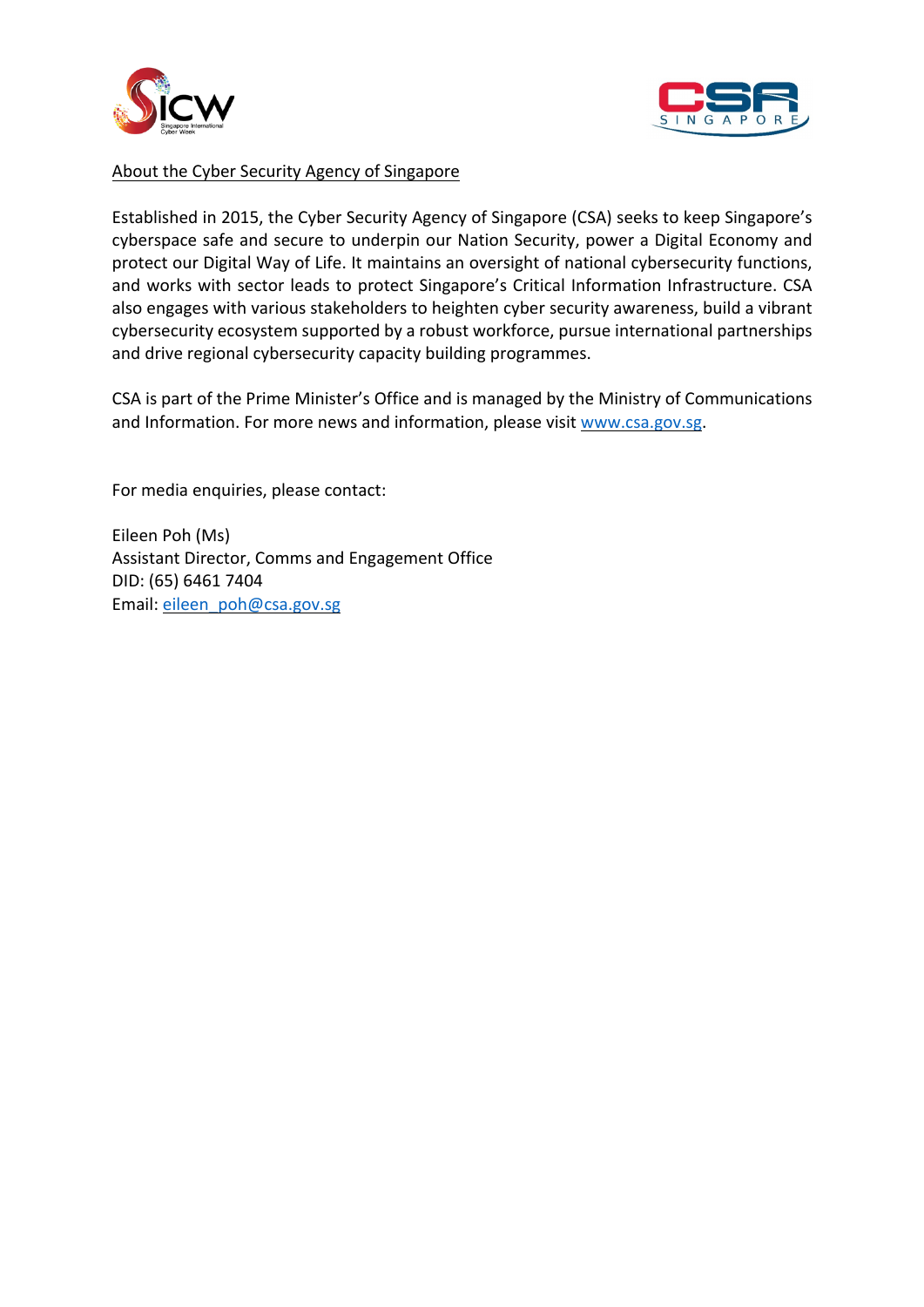About the Cyber Security Agency of Singapore

Established in 2015, the Cyber Security Agency of Singapore (CSA) seeks to keep Singapore's cyberspace safe and secure to underpin our Nation Security, power a Digital Economy and protect our Digital Way of Life. It maintains an oversight of national cybersecurity functions, and works with sector leads to protect Singapore's Critical Information Infrastructure. CSA also engages with various stakeholders to heighten cyber security awareness, build a vibrant cybersecurity ecosystem supported by a robust workforce, pursue international partnerships and drive regional cybersecurity capacity building programmes.

CSA is part of the Prime Minister's Office and is managed by the Ministry of Communications and Information. For more news and information, please visit www.csa.gov.sg.

For media enquiries, please contact:

Eileen Poh (Ms)
Assistant Director, Comms and Engagement Office
DID: (65) 6461 7404
Email: eileen_poh@csa.gov.sg